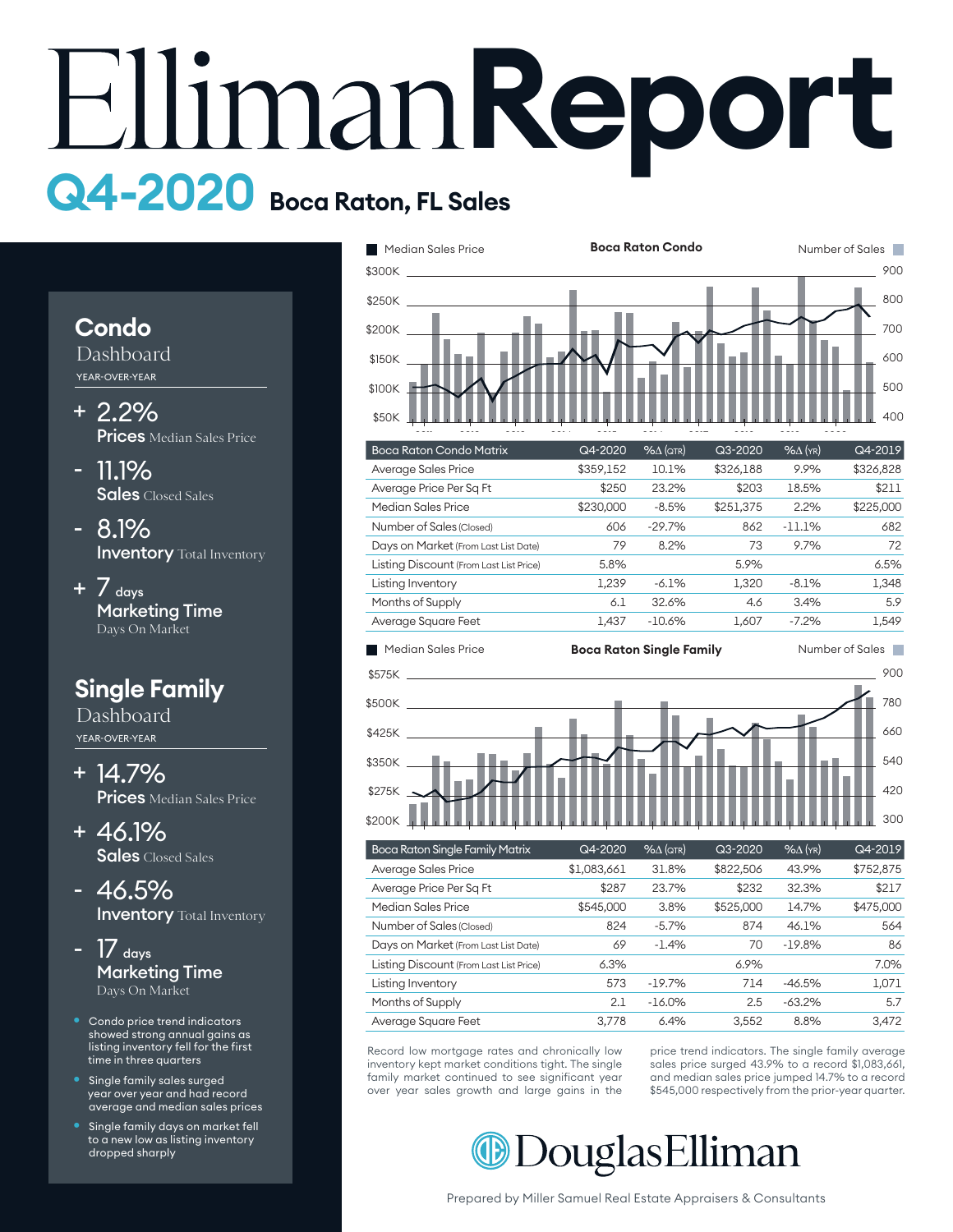# EllimanReport

## Q4-2020 Boca Raton, FL Sales

## Condo
Dashboard

YEAR-OVER-YEAR

- \+ 2.2%
  **Prices** Median Sales Price
- \- 11.1%
  **Sales** Closed Sales
- \- 8.1%
  **Inventory** Total Inventory
- \+ 7 days
  **Marketing Time** Days On Market

## Single Family
Dashboard

YEAR-OVER-YEAR

- \+ 14.7%
  **Prices** Median Sales Price
- \+ 46.1%
  **Sales** Closed Sales
- \- 46.5%
  **Inventory** Total Inventory
- \- 17 days
  **Marketing Time** Days On Market

- Condo price trend indicators showed strong annual gains as listing inventory fell for the first time in three quarters
- Single family sales surged year over year and had record average and median sales prices
- Single family days on market fell to a new low as listing inventory dropped sharply

**Boca Raton Condo**

| Boca Raton Condo Matrix | Q4-2020 | %Δ (QTR) | Q3-2020 | %Δ (YR) | Q4-2019 |
|---|---|---|---|---|---|
| Average Sales Price | $359,152 | 10.1% | $326,188 | 9.9% | $326,828 |
| Average Price Per Sq Ft | $250 | 23.2% | $203 | 18.5% | $211 |
| Median Sales Price | $230,000 | -8.5% | $251,375 | 2.2% | $225,000 |
| Number of Sales (Closed) | 606 | -29.7% | 862 | -11.1% | 682 |
| Days on Market (From Last List Date) | 79 | 8.2% | 73 | 9.7% | 72 |
| Listing Discount (From Last List Price) | 5.8% | | 5.9% | | 6.5% |
| Listing Inventory | 1,239 | -6.1% | 1,320 | -8.1% | 1,348 |
| Months of Supply | 6.1 | 32.6% | 4.6 | 3.4% | 5.9 |
| Average Square Feet | 1,437 | -10.6% | 1,607 | -7.2% | 1,549 |

**Boca Raton Single Family**

| Boca Raton Single Family Matrix | Q4-2020 | %Δ (QTR) | Q3-2020 | %Δ (YR) | Q4-2019 |
|---|---|---|---|---|---|
| Average Sales Price | $1,083,661 | 31.8% | $822,506 | 43.9% | $752,875 |
| Average Price Per Sq Ft | $287 | 23.7% | $232 | 32.3% | $217 |
| Median Sales Price | $545,000 | 3.8% | $525,000 | 14.7% | $475,000 |
| Number of Sales (Closed) | 824 | -5.7% | 874 | 46.1% | 564 |
| Days on Market (From Last List Date) | 69 | -1.4% | 70 | -19.8% | 86 |
| Listing Discount (From Last List Price) | 6.3% | | 6.9% | | 7.0% |
| Listing Inventory | 573 | -19.7% | 714 | -46.5% | 1,071 |
| Months of Supply | 2.1 | -16.0% | 2.5 | -63.2% | 5.7 |
| Average Square Feet | 3,778 | 6.4% | 3,552 | 8.8% | 3,472 |

Record low mortgage rates and chronically low inventory kept market conditions tight. The single family market continued to see significant year over year sales growth and large gains in the price trend indicators. The single family average sales price surged 43.9% to a record $1,083,661, and median sales price jumped 14.7% to a record $545,000 respectively from the prior-year quarter.

DouglasElliman

Prepared by Miller Samuel Real Estate Appraisers & Consultants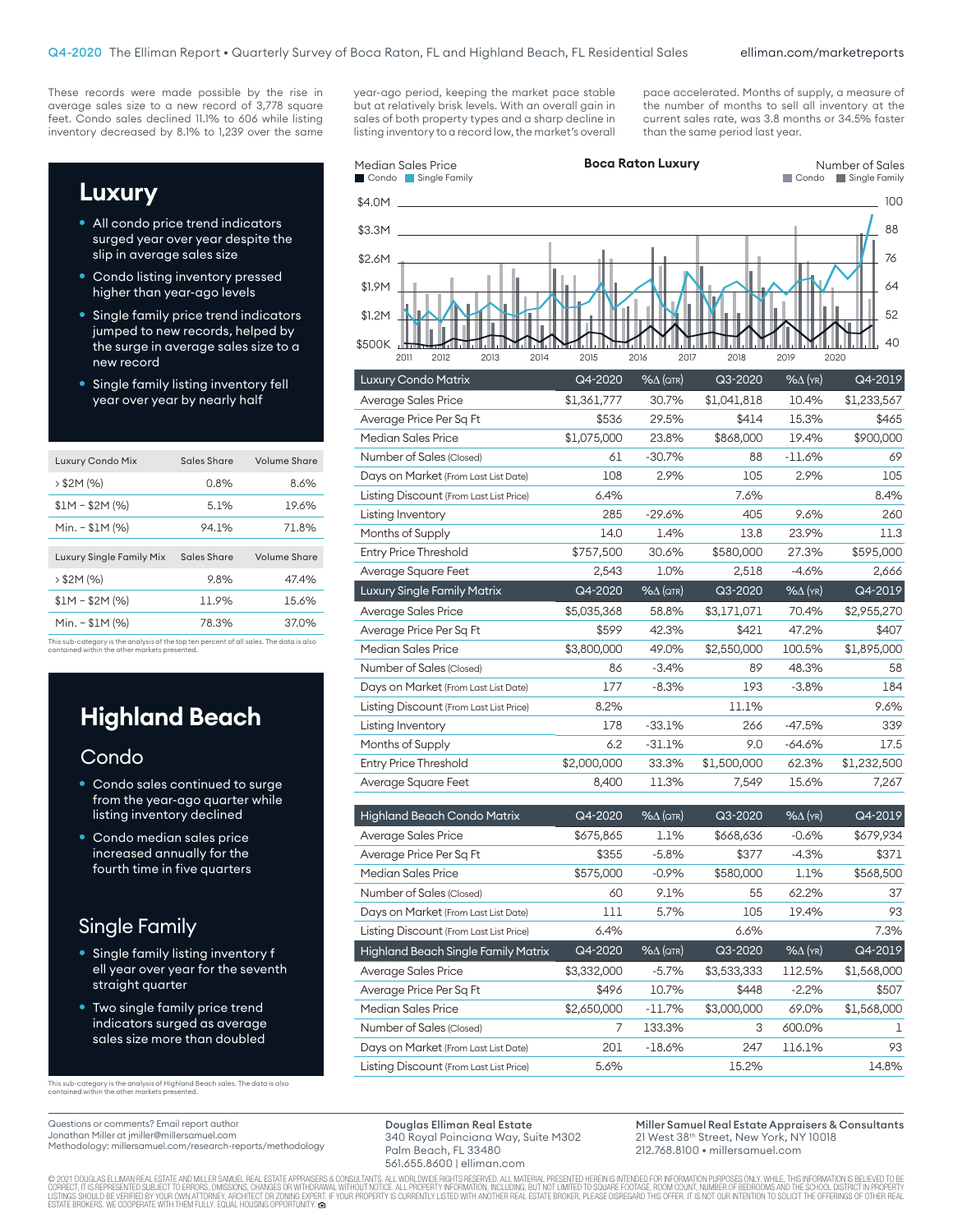These records were made possible by the rise in average sales size to a new record of 3,778 square feet. Condo sales declined 11.1% to 606 while listing inventory decreased by 8.1% to 1,239 over the same year-ago period, keeping the market pace stable but at relatively brisk levels. With an overall gain in sales of both property types and a sharp decline in listing inventory to a record low, the market's overall pace accelerated. Months of supply, a measure of the number of months to sell all inventory at the current sales rate, was 3.8 months or 34.5% faster than the same period last year.

## Luxury

- All condo price trend indicators surged year over year despite the slip in average sales size
- Condo listing inventory pressed higher than year-ago levels
- Single family price trend indicators jumped to new records, helped by the surge in average sales size to a new record
- Single family listing inventory fell year over year by nearly half

| Luxury Condo Mix | Sales Share | Volume Share |
|---|---|---|
| > $2M (%) | 0.8% | 8.6% |
| $1M – $2M (%) | 5.1% | 19.6% |
| Min. – $1M (%) | 94.1% | 71.8% |

| Luxury Single Family Mix | Sales Share | Volume Share |
|---|---|---|
| > $2M (%) | 9.8% | 47.4% |
| $1M – $2M (%) | 11.9% | 15.6% |
| Min. – $1M (%) | 78.3% | 37.0% |

This sub-category is the analysis of the top ten percent of all sales. The data is also contained within the other markets presented.

Boca Raton Luxury

Median Sales Price
Condo
Single Family

Number of Sales
Condo
Single Family

$4.0M
$3.3M
$2.6M
$1.9M
$1.2M
$500K

100
88
76
64
52
40

2011 2012 2013 2014 2015 2016 2017 2018 2019 2020

| Luxury Condo Matrix | Q4-2020 | %Δ (QTR) | Q3-2020 | %Δ (YR) | Q4-2019 |
|---|---|---|---|---|---|
| Average Sales Price | $1,361,777 | 30.7% | $1,041,818 | 10.4% | $1,233,567 |
| Average Price Per Sq Ft | $536 | 29.5% | $414 | 15.3% | $465 |
| Median Sales Price | $1,075,000 | 23.8% | $868,000 | 19.4% | $900,000 |
| Number of Sales (Closed) | 61 | -30.7% | 88 | -11.6% | 69 |
| Days on Market (From Last List Date) | 108 | 2.9% | 105 | 2.9% | 105 |
| Listing Discount (From Last List Price) | 6.4% | | 7.6% | | 8.4% |
| Listing Inventory | 285 | -29.6% | 405 | 9.6% | 260 |
| Months of Supply | 14.0 | 1.4% | 13.8 | 23.9% | 11.3 |
| Entry Price Threshold | $757,500 | 30.6% | $580,000 | 27.3% | $595,000 |
| Average Square Feet | 2,543 | 1.0% | 2,518 | -4.6% | 2,666 |

| Luxury Single Family Matrix | Q4-2020 | %Δ (QTR) | Q3-2020 | %Δ (YR) | Q4-2019 |
|---|---|---|---|---|---|
| Average Sales Price | $5,035,368 | 58.8% | $3,171,071 | 70.4% | $2,955,270 |
| Average Price Per Sq Ft | $599 | 42.3% | $421 | 47.2% | $407 |
| Median Sales Price | $3,800,000 | 49.0% | $2,550,000 | 100.5% | $1,895,000 |
| Number of Sales (Closed) | 86 | -3.4% | 89 | 48.3% | 58 |
| Days on Market (From Last List Date) | 177 | -8.3% | 193 | -3.8% | 184 |
| Listing Discount (From Last List Price) | 8.2% | | 11.1% | | 9.6% |
| Listing Inventory | 178 | -33.1% | 266 | -47.5% | 339 |
| Months of Supply | 6.2 | -31.1% | 9.0 | -64.6% | 17.5 |
| Entry Price Threshold | $2,000,000 | 33.3% | $1,500,000 | 62.3% | $1,232,500 |
| Average Square Feet | 8,400 | 11.3% | 7,549 | 15.6% | 7,267 |

## Highland Beach

### Condo

- Condo sales continued to surge from the year-ago quarter while listing inventory declined
- Condo median sales price increased annually for the fourth time in five quarters

### Single Family

- Single family listing inventory f ell year over year for the seventh straight quarter
- Two single family price trend indicators surged as average sales size more than doubled

This sub-category is the analysis of Highland Beach sales. The data is also contained within the other markets presented.

| Highland Beach Condo Matrix | Q4-2020 | %Δ (QTR) | Q3-2020 | %Δ (YR) | Q4-2019 |
|---|---|---|---|---|---|
| Average Sales Price | $675,865 | 1.1% | $668,636 | -0.6% | $679,934 |
| Average Price Per Sq Ft | $355 | -5.8% | $377 | -4.3% | $371 |
| Median Sales Price | $575,000 | -0.9% | $580,000 | 1.1% | $568,500 |
| Number of Sales (Closed) | 60 | 9.1% | 55 | 62.2% | 37 |
| Days on Market (From Last List Date) | 111 | 5.7% | 105 | 19.4% | 93 |
| Listing Discount (From Last List Price) | 6.4% | | 6.6% | | 7.3% |

| Highland Beach Single Family Matrix | Q4-2020 | %Δ (QTR) | Q3-2020 | %Δ (YR) | Q4-2019 |
|---|---|---|---|---|---|
| Average Sales Price | $3,332,000 | -5.7% | $3,533,333 | 112.5% | $1,568,000 |
| Average Price Per Sq Ft | $496 | 10.7% | $448 | -2.2% | $507 |
| Median Sales Price | $2,650,000 | -11.7% | $3,000,000 | 69.0% | $1,568,000 |
| Number of Sales (Closed) | 7 | 133.3% | 3 | 600.0% | 1 |
| Days on Market (From Last List Date) | 201 | -18.6% | 247 | 116.1% | 93 |
| Listing Discount (From Last List Price) | 5.6% | | 15.2% | | 14.8% |

Questions or comments? Email report author
Jonathan Miller at jmiller@millersamuel.com
Methodology: millersamuel.com/research-reports/methodology

**Douglas Elliman Real Estate**
340 Royal Poinciana Way, Suite M302
Palm Beach, FL 33480
561.655.8600 | elliman.com

**Miller Samuel Real Estate Appraisers & Consultants**
21 West 38th Street, New York, NY 10018
212.768.8100 • millersamuel.com

© 2021 DOUGLAS ELLIMAN REAL ESTATE AND MILLER SAMUEL REAL ESTATE APPRAISERS & CONSULTANTS. ALL WORLDWIDE RIGHTS RESERVED. ALL MATERIAL PRESENTED HEREIN IS INTENDED FOR INFORMATION PURPOSES ONLY. WHILE, THIS INFORMATION IS BELIEVED TO BE CORRECT, IT IS REPRESENTED SUBJECT TO ERRORS, OMISSIONS, CHANGES OR WITHDRAWAL WITHOUT NOTICE. ALL PROPERTY INFORMATION, INCLUDING, BUT NOT LIMITED TO SQUARE FOOTAGE, ROOM COUNT, NUMBER OF BEDROOMS AND THE SCHOOL DISTRICT IN PROPERTY LISTINGS SHOULD BE VERIFIED BY YOUR OWN ATTORNEY, ARCHITECT OR ZONING EXPERT. IF YOUR PROPERTY IS CURRENTLY LISTED WITH ANOTHER REAL ESTATE BROKER, PLEASE DISREGARD THIS OFFER. IT IS NOT OUR INTENTION TO SOLICIT THE OFFERINGS OF OTHER REAL ESTATE BROKERS. WE COOPERATE WITH THEM FULLY. EQUAL HOUSING OPPORTUNITY.